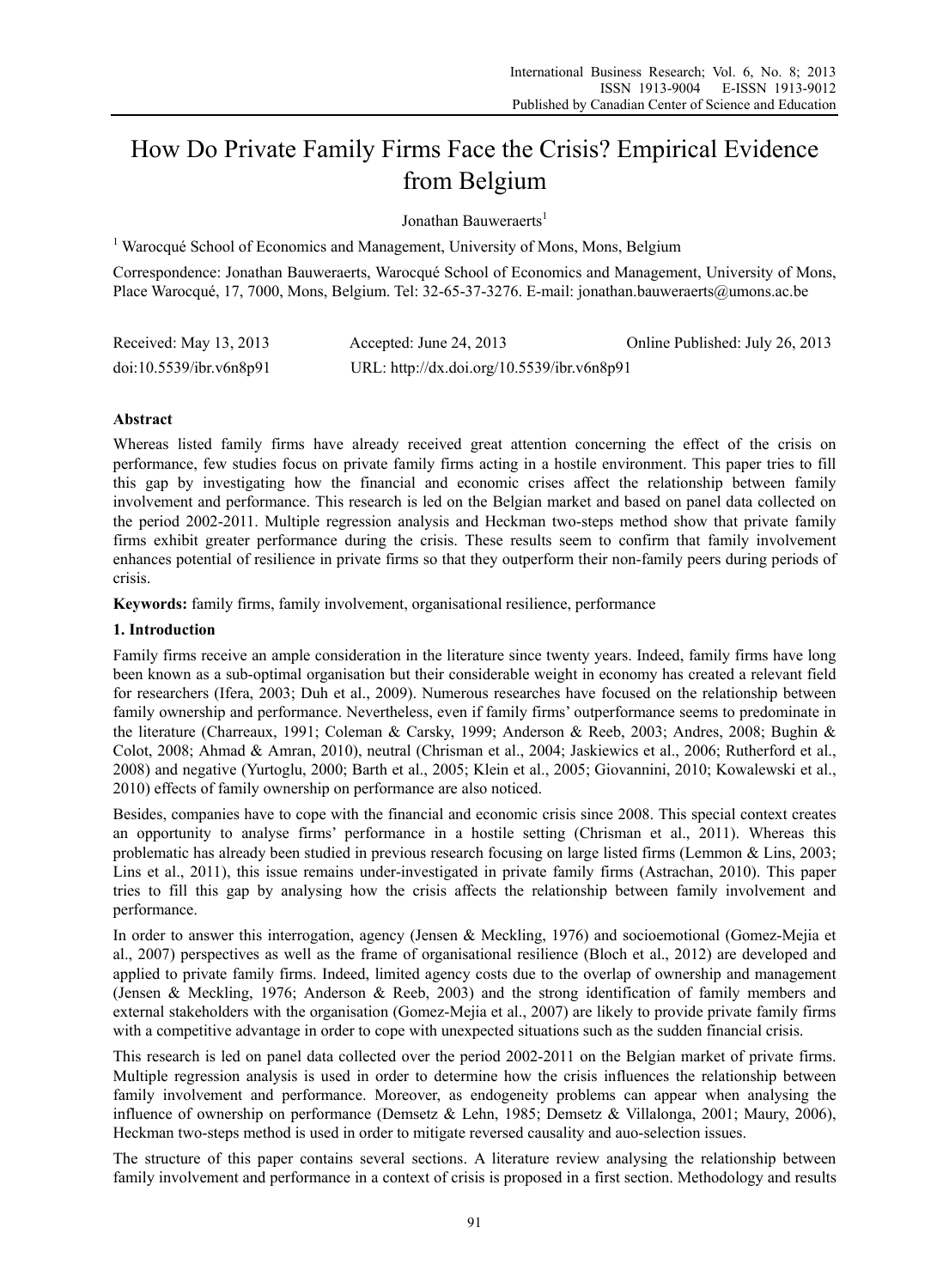# How Do Private Family Firms Face the Crisis? Empirical Evidence from Belgium

Jonathan Bauweraerts[1]

[1] Warocqué School of Economics and Management, University of Mons, Mons, Belgium

Correspondence: Jonathan Bauweraerts, Warocqué School of Economics and Management, University of Mons, Place Warocqué, 17, 7000, Mons, Belgium. Tel: 32-65-37-3276. E-mail: jonathan.bauweraerts@umons.ac.be

| Received: May 13, 2013 | Accepted: June 24, 2013 | Online Published: July 26, 2013 |
|---|---|---|
| doi:10.5539/ibr.v6n8p91 | URL: http://dx.doi.org/10.5539/ibr.v6n8p91 | |

## Abstract

Whereas listed family firms have already received great attention concerning the effect of the crisis on performance, few studies focus on private family firms acting in a hostile environment. This paper tries to fill this gap by investigating how the financial and economic crises affect the relationship between family involvement and performance. This research is led on the Belgian market and based on panel data collected on the period 2002-2011. Multiple regression analysis and Heckman two-steps method show that private family firms exhibit greater performance during the crisis. These results seem to confirm that family involvement enhances potential of resilience in private firms so that they outperform their non-family peers during periods of crisis.

**Keywords:** family firms, family involvement, organisational resilience, performance

## 1. Introduction

Family firms receive an ample consideration in the literature since twenty years. Indeed, family firms have long been known as a sub-optimal organisation but their considerable weight in economy has created a relevant field for researchers (Ifera, 2003; Duh et al., 2009). Numerous researches have focused on the relationship between family ownership and performance. Nevertheless, even if family firms' outperformance seems to predominate in the literature (Charreaux, 1991; Coleman & Carsky, 1999; Anderson & Reeb, 2003; Andres, 2008; Bughin & Colot, 2008; Ahmad & Amran, 2010), neutral (Chrisman et al., 2004; Jaskiewics et al., 2006; Rutherford et al., 2008) and negative (Yurtoglu, 2000; Barth et al., 2005; Klein et al., 2005; Giovannini, 2010; Kowalewski et al., 2010) effects of family ownership on performance are also noticed.

Besides, companies have to cope with the financial and economic crisis since 2008. This special context creates an opportunity to analyse firms' performance in a hostile setting (Chrisman et al., 2011). Whereas this problematic has already been studied in previous research focusing on large listed firms (Lemmon & Lins, 2003; Lins et al., 2011), this issue remains under-investigated in private family firms (Astrachan, 2010). This paper tries to fill this gap by analysing how the crisis affects the relationship between family involvement and performance.

In order to answer this interrogation, agency (Jensen & Meckling, 1976) and socioemotional (Gomez-Mejia et al., 2007) perspectives as well as the frame of organisational resilience (Bloch et al., 2012) are developed and applied to private family firms. Indeed, limited agency costs due to the overlap of ownership and management (Jensen & Meckling, 1976; Anderson & Reeb, 2003) and the strong identification of family members and external stakeholders with the organisation (Gomez-Mejia et al., 2007) are likely to provide private family firms with a competitive advantage in order to cope with unexpected situations such as the sudden financial crisis.

This research is led on panel data collected over the period 2002-2011 on the Belgian market of private firms. Multiple regression analysis is used in order to determine how the crisis influences the relationship between family involvement and performance. Moreover, as endogeneity problems can appear when analysing the influence of ownership on performance (Demsetz & Lehn, 1985; Demsetz & Villalonga, 2001; Maury, 2006), Heckman two-steps method is used in order to mitigate reversed causality and auo-selection issues.

The structure of this paper contains several sections. A literature review analysing the relationship between family involvement and performance in a context of crisis is proposed in a first section. Methodology and results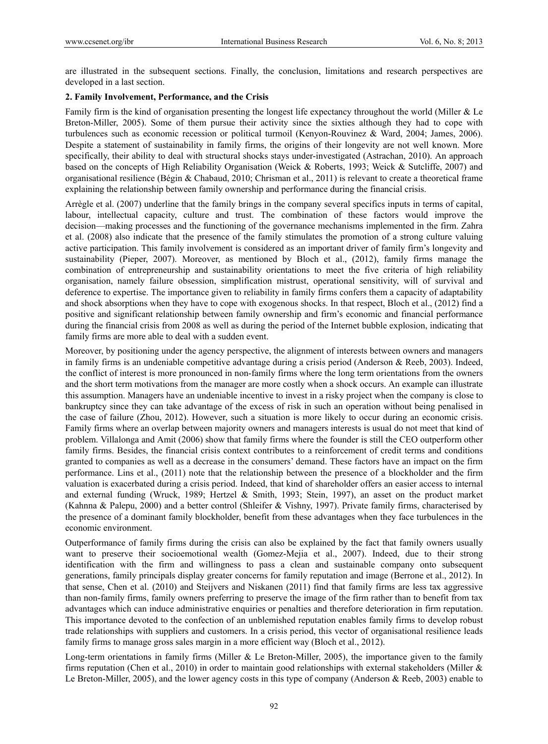are illustrated in the subsequent sections. Finally, the conclusion, limitations and research perspectives are developed in a last section.

## 2. Family Involvement, Performance, and the Crisis

Family firm is the kind of organisation presenting the longest life expectancy throughout the world (Miller & Le Breton-Miller, 2005). Some of them pursue their activity since the sixties although they had to cope with turbulences such as economic recession or political turmoil (Kenyon-Rouvinez & Ward, 2004; James, 2006). Despite a statement of sustainability in family firms, the origins of their longevity are not well known. More specifically, their ability to deal with structural shocks stays under-investigated (Astrachan, 2010). An approach based on the concepts of High Reliability Organisation (Weick & Roberts, 1993; Weick & Sutcliffe, 2007) and organisational resilience (Bégin & Chabaud, 2010; Chrisman et al., 2011) is relevant to create a theoretical frame explaining the relationship between family ownership and performance during the financial crisis.

Arrègle et al. (2007) underline that the family brings in the company several specifics inputs in terms of capital, labour, intellectual capacity, culture and trust. The combination of these factors would improve the decision—making processes and the functioning of the governance mechanisms implemented in the firm. Zahra et al. (2008) also indicate that the presence of the family stimulates the promotion of a strong culture valuing active participation. This family involvement is considered as an important driver of family firm's longevity and sustainability (Pieper, 2007). Moreover, as mentioned by Bloch et al., (2012), family firms manage the combination of entrepreneurship and sustainability orientations to meet the five criteria of high reliability organisation, namely failure obsession, simplification mistrust, operational sensitivity, will of survival and deference to expertise. The importance given to reliability in family firms confers them a capacity of adaptability and shock absorptions when they have to cope with exogenous shocks. In that respect, Bloch et al., (2012) find a positive and significant relationship between family ownership and firm's economic and financial performance during the financial crisis from 2008 as well as during the period of the Internet bubble explosion, indicating that family firms are more able to deal with a sudden event.

Moreover, by positioning under the agency perspective, the alignment of interests between owners and managers in family firms is an undeniable competitive advantage during a crisis period (Anderson & Reeb, 2003). Indeed, the conflict of interest is more pronounced in non-family firms where the long term orientations from the owners and the short term motivations from the manager are more costly when a shock occurs. An example can illustrate this assumption. Managers have an undeniable incentive to invest in a risky project when the company is close to bankruptcy since they can take advantage of the excess of risk in such an operation without being penalised in the case of failure (Zhou, 2012). However, such a situation is more likely to occur during an economic crisis. Family firms where an overlap between majority owners and managers interests is usual do not meet that kind of problem. Villalonga and Amit (2006) show that family firms where the founder is still the CEO outperform other family firms. Besides, the financial crisis context contributes to a reinforcement of credit terms and conditions granted to companies as well as a decrease in the consumers' demand. These factors have an impact on the firm performance. Lins et al., (2011) note that the relationship between the presence of a blockholder and the firm valuation is exacerbated during a crisis period. Indeed, that kind of shareholder offers an easier access to internal and external funding (Wruck, 1989; Hertzel & Smith, 1993; Stein, 1997), an asset on the product market (Kahnna & Palepu, 2000) and a better control (Shleifer & Vishny, 1997). Private family firms, characterised by the presence of a dominant family blockholder, benefit from these advantages when they face turbulences in the economic environment.

Outperformance of family firms during the crisis can also be explained by the fact that family owners usually want to preserve their socioemotional wealth (Gomez-Mejia et al., 2007). Indeed, due to their strong identification with the firm and willingness to pass a clean and sustainable company onto subsequent generations, family principals display greater concerns for family reputation and image (Berrone et al., 2012). In that sense, Chen et al. (2010) and Steijvers and Niskanen (2011) find that family firms are less tax aggressive than non-family firms, family owners preferring to preserve the image of the firm rather than to benefit from tax advantages which can induce administrative enquiries or penalties and therefore deterioration in firm reputation. This importance devoted to the confection of an unblemished reputation enables family firms to develop robust trade relationships with suppliers and customers. In a crisis period, this vector of organisational resilience leads family firms to manage gross sales margin in a more efficient way (Bloch et al., 2012).

Long-term orientations in family firms (Miller & Le Breton-Miller, 2005), the importance given to the family firms reputation (Chen et al., 2010) in order to maintain good relationships with external stakeholders (Miller & Le Breton-Miller, 2005), and the lower agency costs in this type of company (Anderson & Reeb, 2003) enable to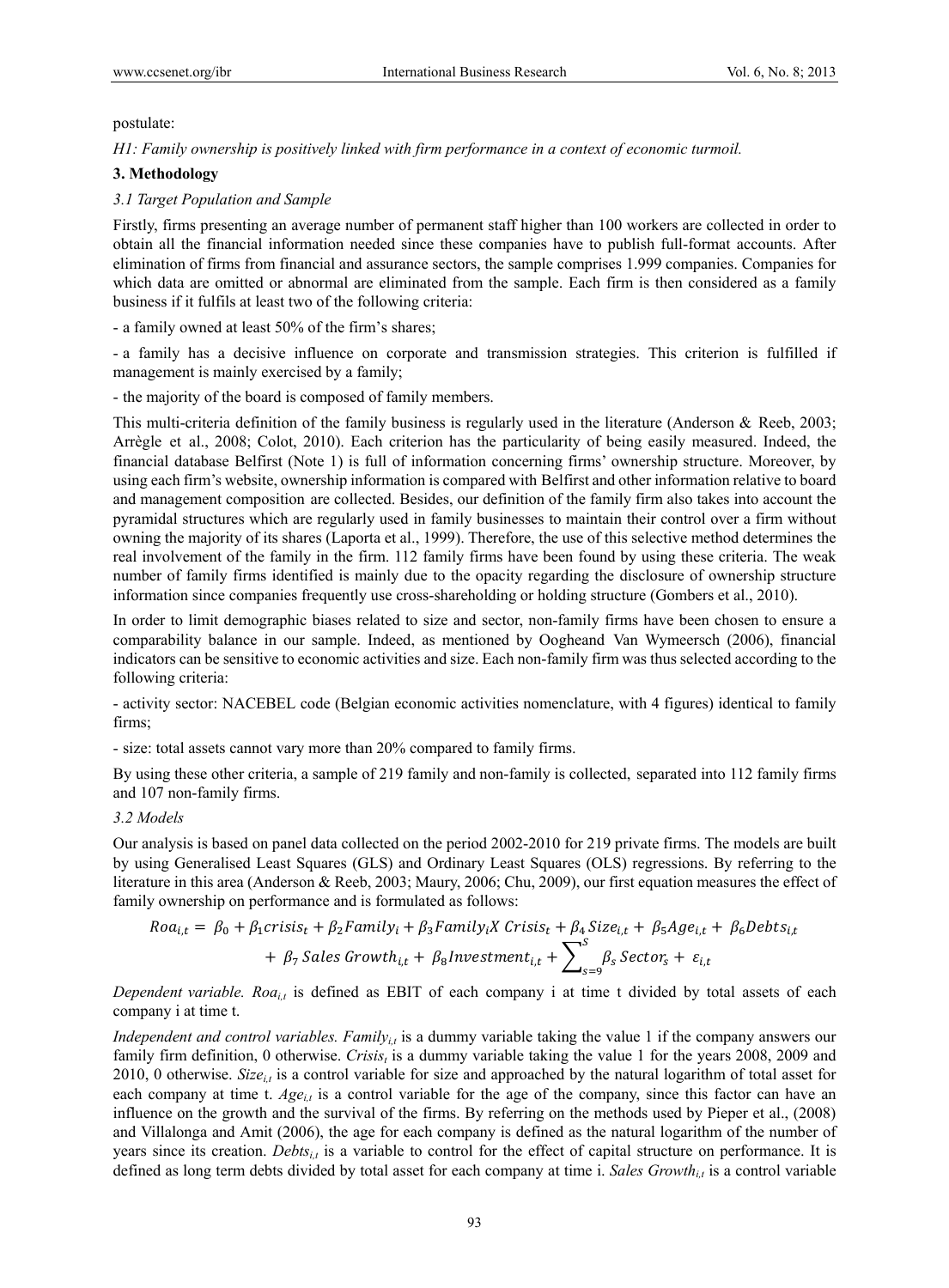postulate:

*H1: Family ownership is positively linked with firm performance in a context of economic turmoil.*

## 3. Methodology

### *3.1 Target Population and Sample*

Firstly, firms presenting an average number of permanent staff higher than 100 workers are collected in order to obtain all the financial information needed since these companies have to publish full-format accounts. After elimination of firms from financial and assurance sectors, the sample comprises 1.999 companies. Companies for which data are omitted or abnormal are eliminated from the sample. Each firm is then considered as a family business if it fulfils at least two of the following criteria:

- a family owned at least 50% of the firm's shares;

- a family has a decisive influence on corporate and transmission strategies. This criterion is fulfilled if management is mainly exercised by a family;

- the majority of the board is composed of family members.

This multi-criteria definition of the family business is regularly used in the literature (Anderson & Reeb, 2003; Arrègle et al., 2008; Colot, 2010). Each criterion has the particularity of being easily measured. Indeed, the financial database Belfirst (Note 1) is full of information concerning firms' ownership structure. Moreover, by using each firm's website, ownership information is compared with Belfirst and other information relative to board and management composition are collected. Besides, our definition of the family firm also takes into account the pyramidal structures which are regularly used in family businesses to maintain their control over a firm without owning the majority of its shares (Laporta et al., 1999). Therefore, the use of this selective method determines the real involvement of the family in the firm. 112 family firms have been found by using these criteria. The weak number of family firms identified is mainly due to the opacity regarding the disclosure of ownership structure information since companies frequently use cross-shareholding or holding structure (Gombers et al., 2010).

In order to limit demographic biases related to size and sector, non-family firms have been chosen to ensure a comparability balance in our sample. Indeed, as mentioned by Oogheand Van Wymeersch (2006), financial indicators can be sensitive to economic activities and size. Each non-family firm was thus selected according to the following criteria:

- activity sector: NACEBEL code (Belgian economic activities nomenclature, with 4 figures) identical to family firms;

- size: total assets cannot vary more than 20% compared to family firms.

By using these other criteria, a sample of 219 family and non-family is collected, separated into 112 family firms and 107 non-family firms.

### *3.2 Models*

Our analysis is based on panel data collected on the period 2002-2010 for 219 private firms. The models are built by using Generalised Least Squares (GLS) and Ordinary Least Squares (OLS) regressions. By referring to the literature in this area (Anderson & Reeb, 2003; Maury, 2006; Chu, 2009), our first equation measures the effect of family ownership on performance and is formulated as follows:

$$Roa_{i,t} = \beta_0 + \beta_1 crisis_t + \beta_2 Family_i + \beta_3 Family_i X\, Crisis_t + \beta_4\, Size_{i,t} + \beta_5 Age_{i,t} + \beta_6 Debts_{i,t} + \beta_7\, Sales\ Growth_{i,t} + \beta_8 Investment_{i,t} + \sum_{s=9}^{S} \beta_s\, Sector_s + \varepsilon_{i,t}$$

*Dependent variable.* $Roa_{i,t}$ is defined as EBIT of each company i at time t divided by total assets of each company i at time t.

*Independent and control variables.* $Family_{i,t}$ is a dummy variable taking the value 1 if the company answers our family firm definition, 0 otherwise. $Crisis_t$ is a dummy variable taking the value 1 for the years 2008, 2009 and 2010, 0 otherwise. $Size_{i,t}$ is a control variable for size and approached by the natural logarithm of total asset for each company at time t. $Age_{i,t}$ is a control variable for the age of the company, since this factor can have an influence on the growth and the survival of the firms. By referring on the methods used by Pieper et al., (2008) and Villalonga and Amit (2006), the age for each company is defined as the natural logarithm of the number of years since its creation. $Debts_{i,t}$ is a variable to control for the effect of capital structure on performance. It is defined as long term debts divided by total asset for each company at time i. $Sales\ Growth_{i,t}$ is a control variable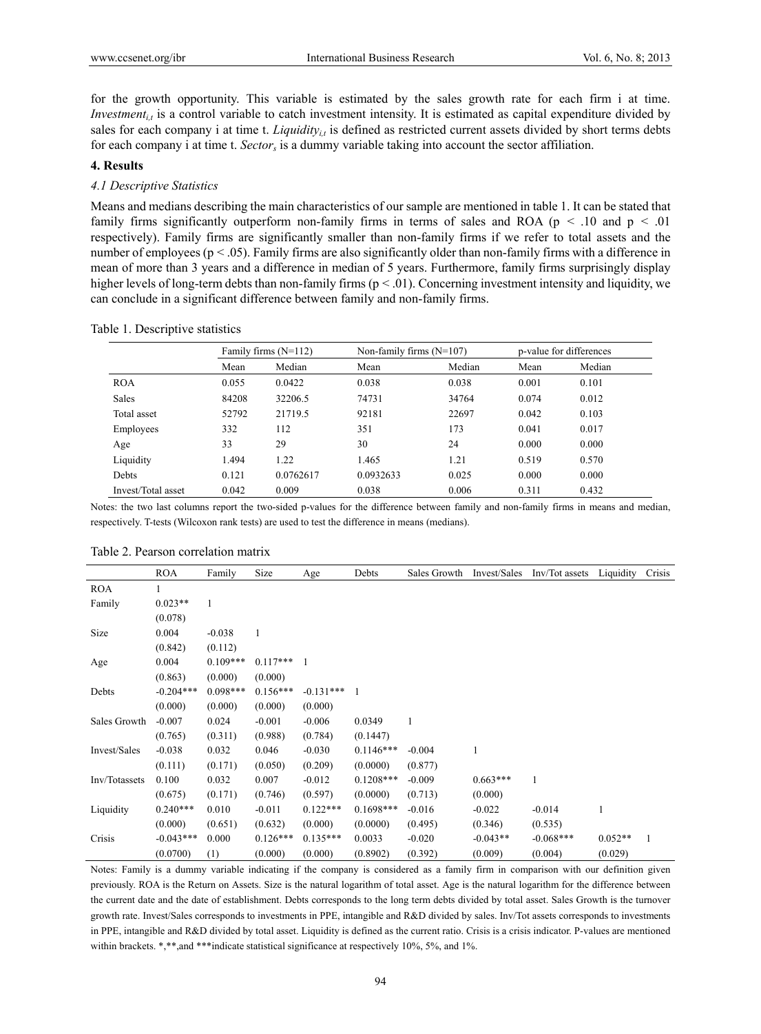for the growth opportunity. This variable is estimated by the sales growth rate for each firm i at time. $Investment_{i,t}$ is a control variable to catch investment intensity. It is estimated as capital expenditure divided by sales for each company i at time t. $Liquidity_{i,t}$ is defined as restricted current assets divided by short terms debts for each company i at time t. $Sector_s$ is a dummy variable taking into account the sector affiliation.

## 4. Results

### 4.1 Descriptive Statistics

Means and medians describing the main characteristics of our sample are mentioned in table 1. It can be stated that family firms significantly outperform non-family firms in terms of sales and ROA ($p < .10$ and $p < .01$ respectively). Family firms are significantly smaller than non-family firms if we refer to total assets and the number of employees ($p < .05$). Family firms are also significantly older than non-family firms with a difference in mean of more than 3 years and a difference in median of 5 years. Furthermore, family firms surprisingly display higher levels of long-term debts than non-family firms ($p < .01$). Concerning investment intensity and liquidity, we can conclude in a significant difference between family and non-family firms.

Table 1. Descriptive statistics

| | Family firms (N=112) | | Non-family firms (N=107) | | p-value for differences | |
|---|---|---|---|---|---|---|
| | Mean | Median | Mean | Median | Mean | Median |
| ROA | 0.055 | 0.0422 | 0.038 | 0.038 | 0.001 | 0.101 |
| Sales | 84208 | 32206.5 | 74731 | 34764 | 0.074 | 0.012 |
| Total asset | 52792 | 21719.5 | 92181 | 22697 | 0.042 | 0.103 |
| Employees | 332 | 112 | 351 | 173 | 0.041 | 0.017 |
| Age | 33 | 29 | 30 | 24 | 0.000 | 0.000 |
| Liquidity | 1.494 | 1.22 | 1.465 | 1.21 | 0.519 | 0.570 |
| Debts | 0.121 | 0.0762617 | 0.0932633 | 0.025 | 0.000 | 0.000 |
| Invest/Total asset | 0.042 | 0.009 | 0.038 | 0.006 | 0.311 | 0.432 |

Notes: the two last columns report the two-sided p-values for the difference between family and non-family firms in means and median, respectively. T-tests (Wilcoxon rank tests) are used to test the difference in means (medians).

Table 2. Pearson correlation matrix

| | ROA | Family | Size | Age | Debts | Sales Growth | Invest/Sales | Inv/Tot assets | Liquidity | Crisis |
|---|---|---|---|---|---|---|---|---|---|---|
| ROA | 1 | | | | | | | | | |
| Family | 0.023** | 1 | | | | | | | | |
| | (0.078) | | | | | | | | | |
| Size | 0.004 | -0.038 | 1 | | | | | | | |
| | (0.842) | (0.112) | | | | | | | | |
| Age | 0.004 | 0.109*** | 0.117*** | 1 | | | | | | |
| | (0.863) | (0.000) | (0.000) | | | | | | | |
| Debts | -0.204*** | 0.098*** | 0.156*** | -0.131*** | 1 | | | | | |
| | (0.000) | (0.000) | (0.000) | (0.000) | | | | | | |
| Sales Growth | -0.007 | 0.024 | -0.001 | -0.006 | 0.0349 | 1 | | | | |
| | (0.765) | (0.311) | (0.988) | (0.784) | (0.1447) | | | | | |
| Invest/Sales | -0.038 | 0.032 | 0.046 | -0.030 | 0.1146*** | -0.004 | 1 | | | |
| | (0.111) | (0.171) | (0.050) | (0.209) | (0.0000) | (0.877) | | | | |
| Inv/Totassets | 0.100 | 0.032 | 0.007 | -0.012 | 0.1208*** | -0.009 | 0.663*** | 1 | | |
| | (0.675) | (0.171) | (0.746) | (0.597) | (0.0000) | (0.713) | (0.000) | | | |
| Liquidity | 0.240*** | 0.010 | -0.011 | 0.122*** | 0.1698*** | -0.016 | -0.022 | -0.014 | 1 | |
| | (0.000) | (0.651) | (0.632) | (0.000) | (0.0000) | (0.495) | (0.346) | (0.535) | | |
| Crisis | -0.043*** | 0.000 | 0.126*** | 0.135*** | 0.0033 | -0.020 | -0.043** | -0.068*** | 0.052** | 1 |
| | (0.0700) | (1) | (0.000) | (0.000) | (0.8902) | (0.392) | (0.009) | (0.004) | (0.029) | |

Notes: Family is a dummy variable indicating if the company is considered as a family firm in comparison with our definition given previously. ROA is the Return on Assets. Size is the natural logarithm of total asset. Age is the natural logarithm for the difference between the current date and the date of establishment. Debts corresponds to the long term debts divided by total asset. Sales Growth is the turnover growth rate. Invest/Sales corresponds to investments in PPE, intangible and R&D divided by sales. Inv/Tot assets corresponds to investments in PPE, intangible and R&D divided by total asset. Liquidity is defined as the current ratio. Crisis is a crisis indicator. P-values are mentioned within brackets. *,**,and ***indicate statistical significance at respectively 10%, 5%, and 1%.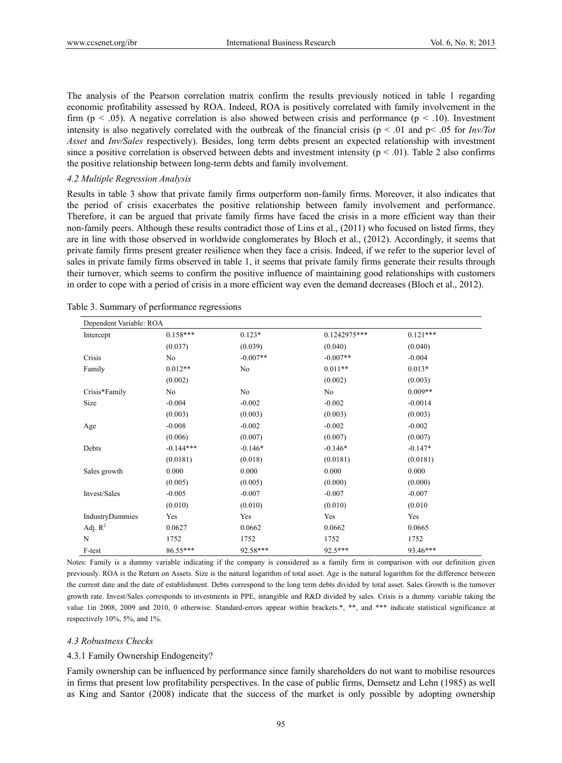The analysis of the Pearson correlation matrix confirm the results previously noticed in table 1 regarding economic profitability assessed by ROA. Indeed, ROA is positively correlated with family involvement in the firm ($p < .05$). A negative correlation is also showed between crisis and performance ($p < .10$). Investment intensity is also negatively correlated with the outbreak of the financial crisis ($p < .01$ and $p < .05$ for *Inv/Tot Asset* and *Inv/Sales* respectively). Besides, long term debts present an expected relationship with investment since a positive correlation is observed between debts and investment intensity ($p < .01$). Table 2 also confirms the positive relationship between long-term debts and family involvement.

### *4.2 Multiple Regression Analysis*

Results in table 3 show that private family firms outperform non-family firms. Moreover, it also indicates that the period of crisis exacerbates the positive relationship between family involvement and performance. Therefore, it can be argued that private family firms have faced the crisis in a more efficient way than their non-family peers. Although these results contradict those of Lins et al., (2011) who focused on listed firms, they are in line with those observed in worldwide conglomerates by Bloch et al., (2012). Accordingly, it seems that private family firms present greater resilience when they face a crisis. Indeed, if we refer to the superior level of sales in private family firms observed in table 1, it seems that private family firms generate their results through their turnover, which seems to confirm the positive influence of maintaining good relationships with customers in order to cope with a period of crisis in a more efficient way even the demand decreases (Bloch et al., 2012).

Table 3. Summary of performance regressions

| Dependent Variable: ROA | | | | |
|---|---|---|---|---|
| Intercept | 0.158*** | 0.123* | 0.1242975*** | 0.121*** |
| | (0.037) | (0.039) | (0.040) | (0.040) |
| Crisis | No | -0.007** | -0.007** | -0.004 |
| Family | 0.012** | No | 0.011** | 0.013* |
| | (0.002) | | (0.002) | (0.003) |
| Crisis*Family | No | No | No | 0.009** |
| Size | -0.004 | -0.002 | -0.002 | -0.0014 |
| | (0.003) | (0.003) | (0.003) | (0.003) |
| Age | -0.008 | -0.002 | -0.002 | -0.002 |
| | (0.006) | (0.007) | (0.007) | (0.007) |
| Debts | -0.144*** | -0.146* | -0.146* | -0.147* |
| | (0.0181) | (0.018) | (0.0181) | (0.0181) |
| Sales growth | 0.000 | 0.000 | 0.000 | 0.000 |
| | (0.005) | (0.005) | (0.000) | (0.000) |
| Invest/Sales | -0.005 | -0.007 | -0.007 | -0.007 |
| | (0.010) | (0.010) | (0.010) | (0.010 |
| IndustryDummies | Yes | Yes | Yes | Yes |
| Adj. $R^2$ | 0.0627 | 0.0662 | 0.0662 | 0.0665 |
| N | 1752 | 1752 | 1752 | 1752 |
| F-test | 86.55*** | 92.58*** | 92.5*** | 93.46*** |

Notes: Family is a dummy variable indicating if the company is considered as a family firm in comparison with our definition given previously. ROA is the Return on Assets. Size is the natural logarithm of total asset. Age is the natural logarithm for the difference between the current date and the date of establishment. Debts correspond to the long term debts divided by total asset. Sales Growth is the turnover growth rate. Invest/Sales corresponds to investments in PPE, intangible and R&D divided by sales. Crisis is a dummy variable taking the value 1in 2008, 2009 and 2010, 0 otherwise. Standard-errors appear within brackets.*, **, and *** indicate statistical significance at respectively 10%, 5%, and 1%.

### *4.3 Robustness Checks*

#### 4.3.1 Family Ownership Endogeneity?

Family ownership can be influenced by performance since family shareholders do not want to mobilise resources in firms that present low profitability perspectives. In the case of public firms, Demsetz and Lehn (1985) as well as King and Santor (2008) indicate that the success of the market is only possible by adopting ownership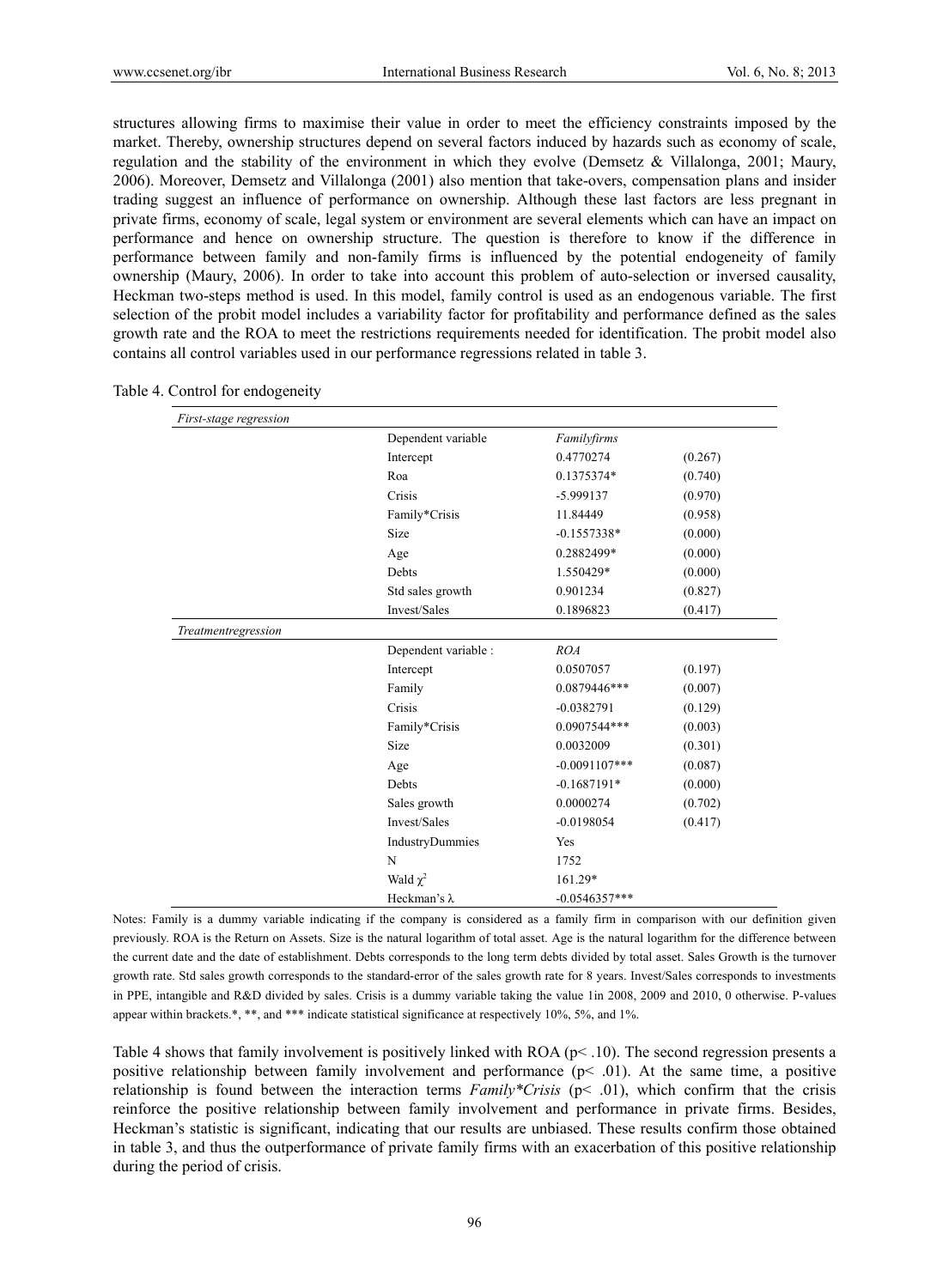structures allowing firms to maximise their value in order to meet the efficiency constraints imposed by the market. Thereby, ownership structures depend on several factors induced by hazards such as economy of scale, regulation and the stability of the environment in which they evolve (Demsetz & Villalonga, 2001; Maury, 2006). Moreover, Demsetz and Villalonga (2001) also mention that take-overs, compensation plans and insider trading suggest an influence of performance on ownership. Although these last factors are less pregnant in private firms, economy of scale, legal system or environment are several elements which can have an impact on performance and hence on ownership structure. The question is therefore to know if the difference in performance between family and non-family firms is influenced by the potential endogeneity of family ownership (Maury, 2006). In order to take into account this problem of auto-selection or inversed causality, Heckman two-steps method is used. In this model, family control is used as an endogenous variable. The first selection of the probit model includes a variability factor for profitability and performance defined as the sales growth rate and the ROA to meet the restrictions requirements needed for identification. The probit model also contains all control variables used in our performance regressions related in table 3.

Table 4. Control for endogeneity

| *First-stage regression* | | | |
|---|---|---|---|
| | Dependent variable | *Familyfirms* | |
| | Intercept | 0.4770274 | (0.267) |
| | Roa | 0.1375374* | (0.740) |
| | Crisis | -5.999137 | (0.970) |
| | Family*Crisis | 11.84449 | (0.958) |
| | Size | -0.1557338* | (0.000) |
| | Age | 0.2882499* | (0.000) |
| | Debts | 1.550429* | (0.000) |
| | Std sales growth | 0.901234 | (0.827) |
| | Invest/Sales | 0.1896823 | (0.417) |
| *Treatmentregression* | | | |
| | Dependent variable : | *ROA* | |
| | Intercept | 0.0507057 | (0.197) |
| | Family | 0.0879446*** | (0.007) |
| | Crisis | -0.0382791 | (0.129) |
| | Family*Crisis | 0.0907544*** | (0.003) |
| | Size | 0.0032009 | (0.301) |
| | Age | -0.0091107*** | (0.087) |
| | Debts | -0.1687191* | (0.000) |
| | Sales growth | 0.0000274 | (0.702) |
| | Invest/Sales | -0.0198054 | (0.417) |
| | IndustryDummies | Yes | |
| | N | 1752 | |
| | Wald $\chi^2$ | 161.29* | |
| | Heckman's $\lambda$ | -0.0546357*** | |

Notes: Family is a dummy variable indicating if the company is considered as a family firm in comparison with our definition given previously. ROA is the Return on Assets. Size is the natural logarithm of total asset. Age is the natural logarithm for the difference between the current date and the date of establishment. Debts corresponds to the long term debts divided by total asset. Sales Growth is the turnover growth rate. Std sales growth corresponds to the standard-error of the sales growth rate for 8 years. Invest/Sales corresponds to investments in PPE, intangible and R&D divided by sales. Crisis is a dummy variable taking the value 1in 2008, 2009 and 2010, 0 otherwise. P-values appear within brackets.*, **, and *** indicate statistical significance at respectively 10%, 5%, and 1%.

Table 4 shows that family involvement is positively linked with ROA ($p < .10$). The second regression presents a positive relationship between family involvement and performance ($p < .01$). At the same time, a positive relationship is found between the interaction terms *Family*Crisis* ($p < .01$), which confirm that the crisis reinforce the positive relationship between family involvement and performance in private firms. Besides, Heckman's statistic is significant, indicating that our results are unbiased. These results confirm those obtained in table 3, and thus the outperformance of private family firms with an exacerbation of this positive relationship during the period of crisis.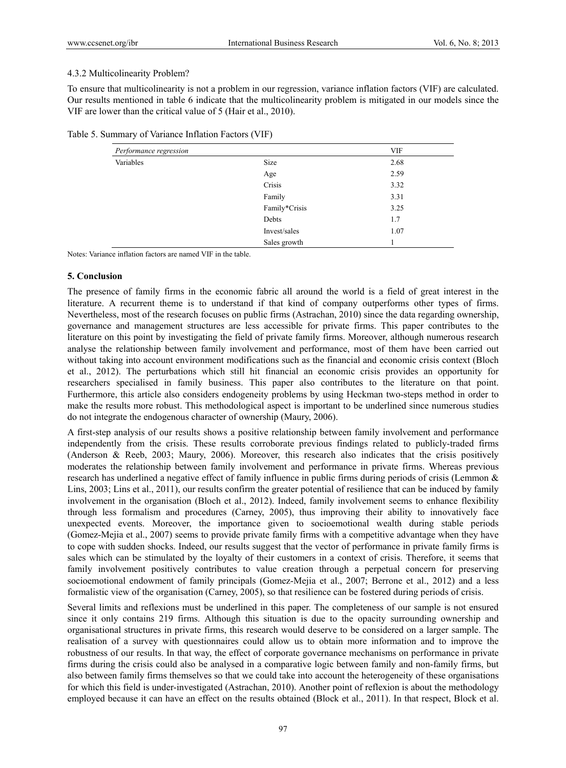#### 4.3.2 Multicolinearity Problem?

To ensure that multicolinearity is not a problem in our regression, variance inflation factors (VIF) are calculated. Our results mentioned in table 6 indicate that the multicolinearity problem is mitigated in our models since the VIF are lower than the critical value of 5 (Hair et al., 2010).

Table 5. Summary of Variance Inflation Factors (VIF)

| *Performance regression* | | VIF |
|---|---|---|
| Variables | Size | 2.68 |
| | Age | 2.59 |
| | Crisis | 3.32 |
| | Family | 3.31 |
| | Family*Crisis | 3.25 |
| | Debts | 1.7 |
| | Invest/sales | 1.07 |
| | Sales growth | 1 |

Notes: Variance inflation factors are named VIF in the table.

## 5. Conclusion

The presence of family firms in the economic fabric all around the world is a field of great interest in the literature. A recurrent theme is to understand if that kind of company outperforms other types of firms. Nevertheless, most of the research focuses on public firms (Astrachan, 2010) since the data regarding ownership, governance and management structures are less accessible for private firms. This paper contributes to the literature on this point by investigating the field of private family firms. Moreover, although numerous research analyse the relationship between family involvement and performance, most of them have been carried out without taking into account environment modifications such as the financial and economic crisis context (Bloch et al., 2012). The perturbations which still hit financial an economic crisis provides an opportunity for researchers specialised in family business. This paper also contributes to the literature on that point. Furthermore, this article also considers endogeneity problems by using Heckman two-steps method in order to make the results more robust. This methodological aspect is important to be underlined since numerous studies do not integrate the endogenous character of ownership (Maury, 2006).

A first-step analysis of our results shows a positive relationship between family involvement and performance independently from the crisis. These results corroborate previous findings related to publicly-traded firms (Anderson & Reeb, 2003; Maury, 2006). Moreover, this research also indicates that the crisis positively moderates the relationship between family involvement and performance in private firms. Whereas previous research has underlined a negative effect of family influence in public firms during periods of crisis (Lemmon & Lins, 2003; Lins et al., 2011), our results confirm the greater potential of resilience that can be induced by family involvement in the organisation (Bloch et al., 2012). Indeed, family involvement seems to enhance flexibility through less formalism and procedures (Carney, 2005), thus improving their ability to innovatively face unexpected events. Moreover, the importance given to socioemotional wealth during stable periods (Gomez-Mejia et al., 2007) seems to provide private family firms with a competitive advantage when they have to cope with sudden shocks. Indeed, our results suggest that the vector of performance in private family firms is sales which can be stimulated by the loyalty of their customers in a context of crisis. Therefore, it seems that family involvement positively contributes to value creation through a perpetual concern for preserving socioemotional endowment of family principals (Gomez-Mejia et al., 2007; Berrone et al., 2012) and a less formalistic view of the organisation (Carney, 2005), so that resilience can be fostered during periods of crisis.

Several limits and reflexions must be underlined in this paper. The completeness of our sample is not ensured since it only contains 219 firms. Although this situation is due to the opacity surrounding ownership and organisational structures in private firms, this research would deserve to be considered on a larger sample. The realisation of a survey with questionnaires could allow us to obtain more information and to improve the robustness of our results. In that way, the effect of corporate governance mechanisms on performance in private firms during the crisis could also be analysed in a comparative logic between family and non-family firms, but also between family firms themselves so that we could take into account the heterogeneity of these organisations for which this field is under-investigated (Astrachan, 2010). Another point of reflexion is about the methodology employed because it can have an effect on the results obtained (Block et al., 2011). In that respect, Block et al.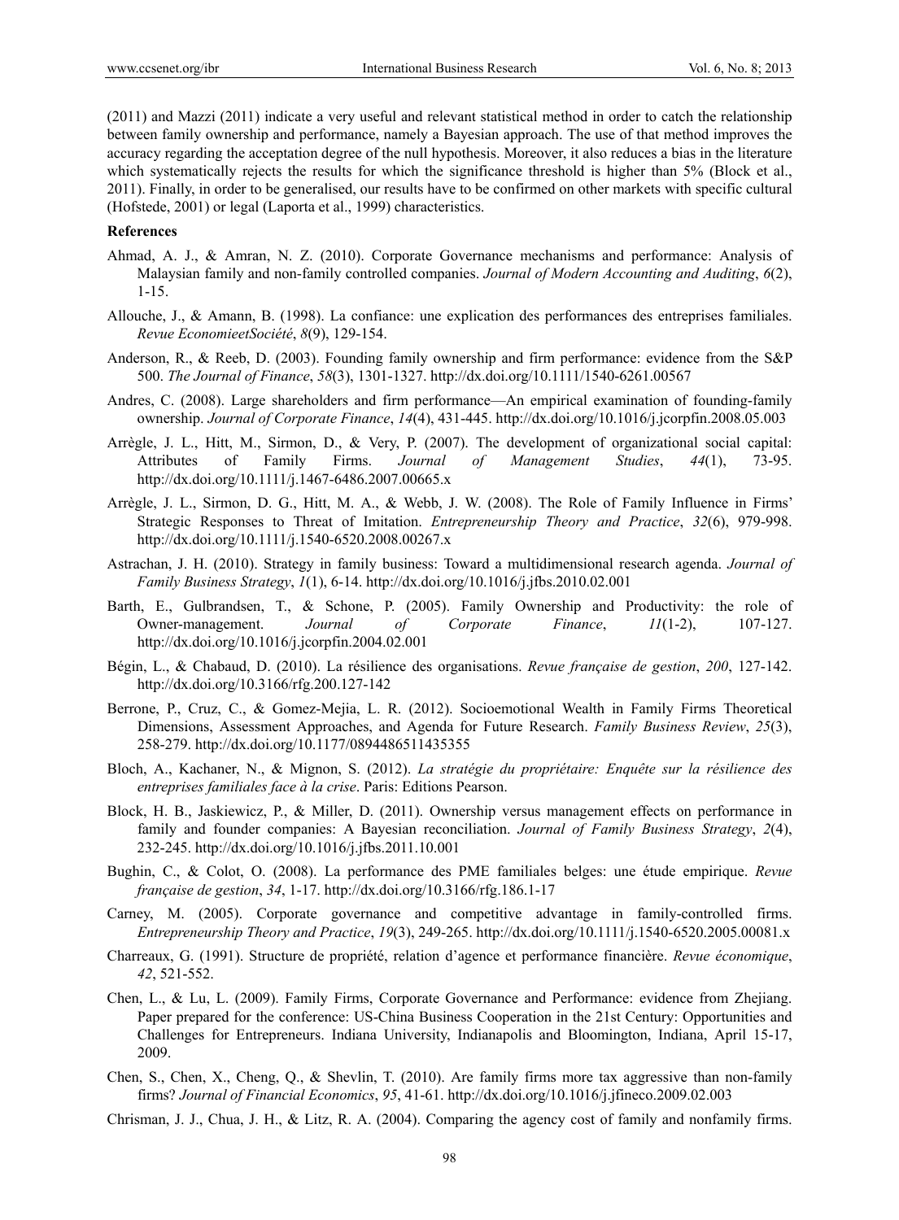(2011) and Mazzi (2011) indicate a very useful and relevant statistical method in order to catch the relationship between family ownership and performance, namely a Bayesian approach. The use of that method improves the accuracy regarding the acceptation degree of the null hypothesis. Moreover, it also reduces a bias in the literature which systematically rejects the results for which the significance threshold is higher than 5% (Block et al., 2011). Finally, in order to be generalised, our results have to be confirmed on other markets with specific cultural (Hofstede, 2001) or legal (Laporta et al., 1999) characteristics.

**References**

Ahmad, A. J., & Amran, N. Z. (2010). Corporate Governance mechanisms and performance: Analysis of Malaysian family and non-family controlled companies. *Journal of Modern Accounting and Auditing*, *6*(2), 1-15.

Allouche, J., & Amann, B. (1998). La confiance: une explication des performances des entreprises familiales. *Revue EconomieetSociété*, *8*(9), 129-154.

Anderson, R., & Reeb, D. (2003). Founding family ownership and firm performance: evidence from the S&P 500. *The Journal of Finance*, *58*(3), 1301-1327. http://dx.doi.org/10.1111/1540-6261.00567

Andres, C. (2008). Large shareholders and firm performance—An empirical examination of founding-family ownership. *Journal of Corporate Finance*, *14*(4), 431-445. http://dx.doi.org/10.1016/j.jcorpfin.2008.05.003

Arrègle, J. L., Hitt, M., Sirmon, D., & Very, P. (2007). The development of organizational social capital: Attributes of Family Firms. *Journal of Management Studies*, *44*(1), 73-95. http://dx.doi.org/10.1111/j.1467-6486.2007.00665.x

Arrègle, J. L., Sirmon, D. G., Hitt, M. A., & Webb, J. W. (2008). The Role of Family Influence in Firms' Strategic Responses to Threat of Imitation. *Entrepreneurship Theory and Practice*, *32*(6), 979-998. http://dx.doi.org/10.1111/j.1540-6520.2008.00267.x

Astrachan, J. H. (2010). Strategy in family business: Toward a multidimensional research agenda. *Journal of Family Business Strategy*, *1*(1), 6-14. http://dx.doi.org/10.1016/j.jfbs.2010.02.001

Barth, E., Gulbrandsen, T., & Schone, P. (2005). Family Ownership and Productivity: the role of Owner-management. *Journal of Corporate Finance*, *11*(1-2), 107-127. http://dx.doi.org/10.1016/j.jcorpfin.2004.02.001

Bégin, L., & Chabaud, D. (2010). La résilience des organisations. *Revue française de gestion*, *200*, 127-142. http://dx.doi.org/10.3166/rfg.200.127-142

Berrone, P., Cruz, C., & Gomez-Mejia, L. R. (2012). Socioemotional Wealth in Family Firms Theoretical Dimensions, Assessment Approaches, and Agenda for Future Research. *Family Business Review*, *25*(3), 258-279. http://dx.doi.org/10.1177/0894486511435355

Bloch, A., Kachaner, N., & Mignon, S. (2012). *La stratégie du propriétaire: Enquête sur la résilience des entreprises familiales face à la crise*. Paris: Editions Pearson.

Block, H. B., Jaskiewicz, P., & Miller, D. (2011). Ownership versus management effects on performance in family and founder companies: A Bayesian reconciliation. *Journal of Family Business Strategy*, *2*(4), 232-245. http://dx.doi.org/10.1016/j.jfbs.2011.10.001

Bughin, C., & Colot, O. (2008). La performance des PME familiales belges: une étude empirique. *Revue française de gestion*, *34*, 1-17. http://dx.doi.org/10.3166/rfg.186.1-17

Carney, M. (2005). Corporate governance and competitive advantage in family-controlled firms. *Entrepreneurship Theory and Practice*, *19*(3), 249-265. http://dx.doi.org/10.1111/j.1540-6520.2005.00081.x

Charreaux, G. (1991). Structure de propriété, relation d'agence et performance financière. *Revue économique*, *42*, 521-552.

Chen, L., & Lu, L. (2009). Family Firms, Corporate Governance and Performance: evidence from Zhejiang. Paper prepared for the conference: US-China Business Cooperation in the 21st Century: Opportunities and Challenges for Entrepreneurs. Indiana University, Indianapolis and Bloomington, Indiana, April 15-17, 2009.

Chen, S., Chen, X., Cheng, Q., & Shevlin, T. (2010). Are family firms more tax aggressive than non-family firms? *Journal of Financial Economics*, *95*, 41-61. http://dx.doi.org/10.1016/j.jfineco.2009.02.003

Chrisman, J. J., Chua, J. H., & Litz, R. A. (2004). Comparing the agency cost of family and nonfamily firms.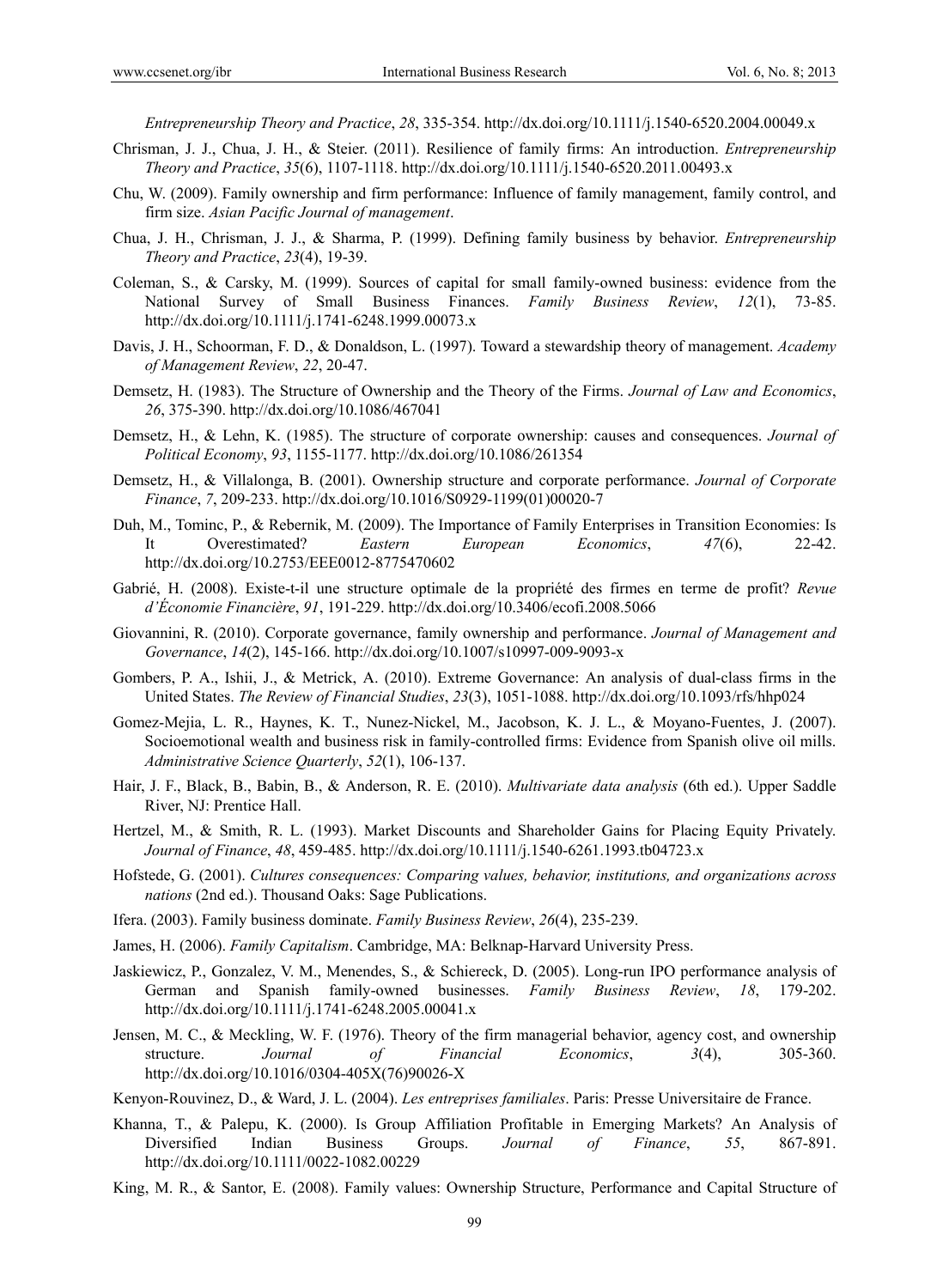*Entrepreneurship Theory and Practice*, *28*, 335-354. http://dx.doi.org/10.1111/j.1540-6520.2004.00049.x

Chrisman, J. J., Chua, J. H., & Steier. (2011). Resilience of family firms: An introduction. *Entrepreneurship Theory and Practice*, *35*(6), 1107-1118. http://dx.doi.org/10.1111/j.1540-6520.2011.00493.x

Chu, W. (2009). Family ownership and firm performance: Influence of family management, family control, and firm size. *Asian Pacific Journal of management*.

Chua, J. H., Chrisman, J. J., & Sharma, P. (1999). Defining family business by behavior. *Entrepreneurship Theory and Practice*, *23*(4), 19-39.

Coleman, S., & Carsky, M. (1999). Sources of capital for small family-owned business: evidence from the National Survey of Small Business Finances. *Family Business Review*, *12*(1), 73-85. http://dx.doi.org/10.1111/j.1741-6248.1999.00073.x

Davis, J. H., Schoorman, F. D., & Donaldson, L. (1997). Toward a stewardship theory of management. *Academy of Management Review*, *22*, 20-47.

Demsetz, H. (1983). The Structure of Ownership and the Theory of the Firms. *Journal of Law and Economics*, *26*, 375-390. http://dx.doi.org/10.1086/467041

Demsetz, H., & Lehn, K. (1985). The structure of corporate ownership: causes and consequences. *Journal of Political Economy*, *93*, 1155-1177. http://dx.doi.org/10.1086/261354

Demsetz, H., & Villalonga, B. (2001). Ownership structure and corporate performance. *Journal of Corporate Finance*, *7*, 209-233. http://dx.doi.org/10.1016/S0929-1199(01)00020-7

Duh, M., Tominc, P., & Rebernik, M. (2009). The Importance of Family Enterprises in Transition Economies: Is It Overestimated? *Eastern European Economics*, *47*(6), 22-42. http://dx.doi.org/10.2753/EEE0012-8775470602

Gabrié, H. (2008). Existe-t-il une structure optimale de la propriété des firmes en terme de profit? *Revue d'Économie Financière*, *91*, 191-229. http://dx.doi.org/10.3406/ecofi.2008.5066

Giovannini, R. (2010). Corporate governance, family ownership and performance. *Journal of Management and Governance*, *14*(2), 145-166. http://dx.doi.org/10.1007/s10997-009-9093-x

Gombers, P. A., Ishii, J., & Metrick, A. (2010). Extreme Governance: An analysis of dual-class firms in the United States. *The Review of Financial Studies*, *23*(3), 1051-1088. http://dx.doi.org/10.1093/rfs/hhp024

Gomez-Mejia, L. R., Haynes, K. T., Nunez-Nickel, M., Jacobson, K. J. L., & Moyano-Fuentes, J. (2007). Socioemotional wealth and business risk in family-controlled firms: Evidence from Spanish olive oil mills. *Administrative Science Quarterly*, *52*(1), 106-137.

Hair, J. F., Black, B., Babin, B., & Anderson, R. E. (2010). *Multivariate data analysis* (6th ed.). Upper Saddle River, NJ: Prentice Hall.

Hertzel, M., & Smith, R. L. (1993). Market Discounts and Shareholder Gains for Placing Equity Privately. *Journal of Finance*, *48*, 459-485. http://dx.doi.org/10.1111/j.1540-6261.1993.tb04723.x

Hofstede, G. (2001). *Cultures consequences: Comparing values, behavior, institutions, and organizations across nations* (2nd ed.). Thousand Oaks: Sage Publications.

Ifera. (2003). Family business dominate. *Family Business Review*, *26*(4), 235-239.

James, H. (2006). *Family Capitalism*. Cambridge, MA: Belknap-Harvard University Press.

Jaskiewicz, P., Gonzalez, V. M., Menendes, S., & Schiereck, D. (2005). Long-run IPO performance analysis of German and Spanish family-owned businesses. *Family Business Review*, *18*, 179-202. http://dx.doi.org/10.1111/j.1741-6248.2005.00041.x

Jensen, M. C., & Meckling, W. F. (1976). Theory of the firm managerial behavior, agency cost, and ownership structure. *Journal of Financial Economics*, *3*(4), 305-360. http://dx.doi.org/10.1016/0304-405X(76)90026-X

Kenyon-Rouvinez, D., & Ward, J. L. (2004). *Les entreprises familiales*. Paris: Presse Universitaire de France.

Khanna, T., & Palepu, K. (2000). Is Group Affiliation Profitable in Emerging Markets? An Analysis of Diversified Indian Business Groups. *Journal of Finance*, *55*, 867-891. http://dx.doi.org/10.1111/0022-1082.00229

King, M. R., & Santor, E. (2008). Family values: Ownership Structure, Performance and Capital Structure of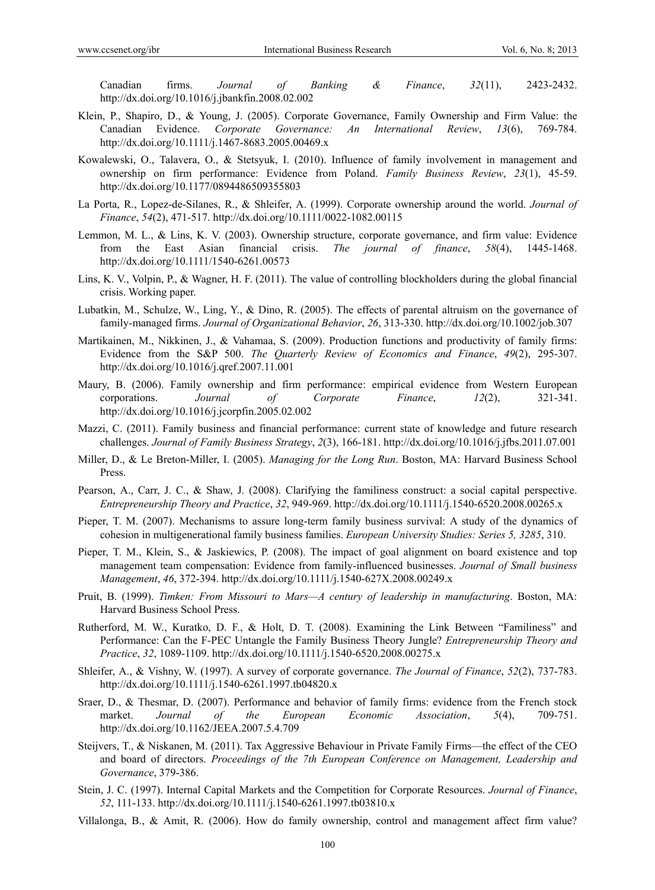Canadian firms. *Journal of Banking & Finance*, *32*(11), 2423-2432. http://dx.doi.org/10.1016/j.jbankfin.2008.02.002

Klein, P., Shapiro, D., & Young, J. (2005). Corporate Governance, Family Ownership and Firm Value: the Canadian Evidence. *Corporate Governance: An International Review*, *13*(6), 769-784. http://dx.doi.org/10.1111/j.1467-8683.2005.00469.x

Kowalewski, O., Talavera, O., & Stetsyuk, I. (2010). Influence of family involvement in management and ownership on firm performance: Evidence from Poland. *Family Business Review*, *23*(1), 45-59. http://dx.doi.org/10.1177/0894486509355803

La Porta, R., Lopez-de-Silanes, R., & Shleifer, A. (1999). Corporate ownership around the world. *Journal of Finance*, *54*(2), 471-517. http://dx.doi.org/10.1111/0022-1082.00115

Lemmon, M. L., & Lins, K. V. (2003). Ownership structure, corporate governance, and firm value: Evidence from the East Asian financial crisis. *The journal of finance*, *58*(4), 1445-1468. http://dx.doi.org/10.1111/1540-6261.00573

Lins, K. V., Volpin, P., & Wagner, H. F. (2011). The value of controlling blockholders during the global financial crisis. Working paper.

Lubatkin, M., Schulze, W., Ling, Y., & Dino, R. (2005). The effects of parental altruism on the governance of family-managed firms. *Journal of Organizational Behavior*, *26*, 313-330. http://dx.doi.org/10.1002/job.307

Martikainen, M., Nikkinen, J., & Vahamaa, S. (2009). Production functions and productivity of family firms: Evidence from the S&P 500. *The Quarterly Review of Economics and Finance*, *49*(2), 295-307. http://dx.doi.org/10.1016/j.qref.2007.11.001

Maury, B. (2006). Family ownership and firm performance: empirical evidence from Western European corporations. *Journal of Corporate Finance*, *12*(2), 321-341. http://dx.doi.org/10.1016/j.jcorpfin.2005.02.002

Mazzi, C. (2011). Family business and financial performance: current state of knowledge and future research challenges. *Journal of Family Business Strategy*, *2*(3), 166-181. http://dx.doi.org/10.1016/j.jfbs.2011.07.001

Miller, D., & Le Breton-Miller, I. (2005). *Managing for the Long Run*. Boston, MA: Harvard Business School Press.

Pearson, A., Carr, J. C., & Shaw, J. (2008). Clarifying the familiness construct: a social capital perspective. *Entrepreneurship Theory and Practice*, *32*, 949-969. http://dx.doi.org/10.1111/j.1540-6520.2008.00265.x

Pieper, T. M. (2007). Mechanisms to assure long-term family business survival: A study of the dynamics of cohesion in multigenerational family business families. *European University Studies: Series 5, 3285*, 310.

Pieper, T. M., Klein, S., & Jaskiewics, P. (2008). The impact of goal alignment on board existence and top management team compensation: Evidence from family-influenced businesses. *Journal of Small business Management*, *46*, 372-394. http://dx.doi.org/10.1111/j.1540-627X.2008.00249.x

Pruit, B. (1999). *Timken: From Missouri to Mars—A century of leadership in manufacturing*. Boston, MA: Harvard Business School Press.

Rutherford, M. W., Kuratko, D. F., & Holt, D. T. (2008). Examining the Link Between "Familiness" and Performance: Can the F-PEC Untangle the Family Business Theory Jungle? *Entrepreneurship Theory and Practice*, *32*, 1089-1109. http://dx.doi.org/10.1111/j.1540-6520.2008.00275.x

Shleifer, A., & Vishny, W. (1997). A survey of corporate governance. *The Journal of Finance*, *52*(2), 737-783. http://dx.doi.org/10.1111/j.1540-6261.1997.tb04820.x

Sraer, D., & Thesmar, D. (2007). Performance and behavior of family firms: evidence from the French stock market. *Journal of the European Economic Association*, *5*(4), 709-751. http://dx.doi.org/10.1162/JEEA.2007.5.4.709

Steijvers, T., & Niskanen, M. (2011). Tax Aggressive Behaviour in Private Family Firms—the effect of the CEO and board of directors. *Proceedings of the 7th European Conference on Management, Leadership and Governance*, 379-386.

Stein, J. C. (1997). Internal Capital Markets and the Competition for Corporate Resources. *Journal of Finance*, *52*, 111-133. http://dx.doi.org/10.1111/j.1540-6261.1997.tb03810.x

Villalonga, B., & Amit, R. (2006). How do family ownership, control and management affect firm value?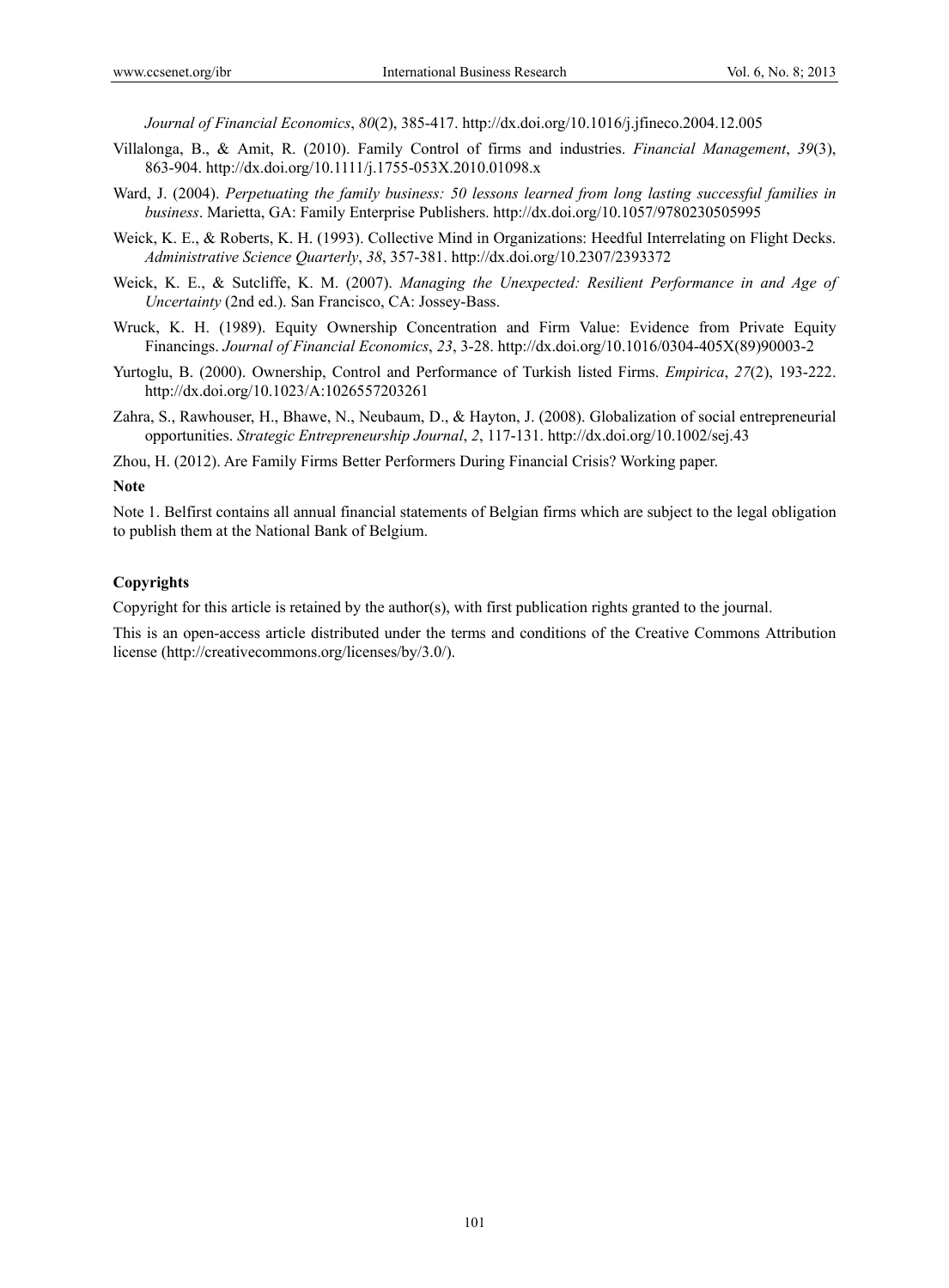*Journal of Financial Economics*, *80*(2), 385-417. http://dx.doi.org/10.1016/j.jfineco.2004.12.005

Villalonga, B., & Amit, R. (2010). Family Control of firms and industries. *Financial Management*, *39*(3), 863-904. http://dx.doi.org/10.1111/j.1755-053X.2010.01098.x

Ward, J. (2004). *Perpetuating the family business: 50 lessons learned from long lasting successful families in business*. Marietta, GA: Family Enterprise Publishers. http://dx.doi.org/10.1057/9780230505995

Weick, K. E., & Roberts, K. H. (1993). Collective Mind in Organizations: Heedful Interrelating on Flight Decks. *Administrative Science Quarterly*, *38*, 357-381. http://dx.doi.org/10.2307/2393372

Weick, K. E., & Sutcliffe, K. M. (2007). *Managing the Unexpected: Resilient Performance in and Age of Uncertainty* (2nd ed.). San Francisco, CA: Jossey-Bass.

Wruck, K. H. (1989). Equity Ownership Concentration and Firm Value: Evidence from Private Equity Financings. *Journal of Financial Economics*, *23*, 3-28. http://dx.doi.org/10.1016/0304-405X(89)90003-2

Yurtoglu, B. (2000). Ownership, Control and Performance of Turkish listed Firms. *Empirica*, *27*(2), 193-222. http://dx.doi.org/10.1023/A:1026557203261

Zahra, S., Rawhouser, H., Bhawe, N., Neubaum, D., & Hayton, J. (2008). Globalization of social entrepreneurial opportunities. *Strategic Entrepreneurship Journal*, *2*, 117-131. http://dx.doi.org/10.1002/sej.43

Zhou, H. (2012). Are Family Firms Better Performers During Financial Crisis? Working paper.

**Note**

Note 1. Belfirst contains all annual financial statements of Belgian firms which are subject to the legal obligation to publish them at the National Bank of Belgium.

**Copyrights**

Copyright for this article is retained by the author(s), with first publication rights granted to the journal.

This is an open-access article distributed under the terms and conditions of the Creative Commons Attribution license (http://creativecommons.org/licenses/by/3.0/).